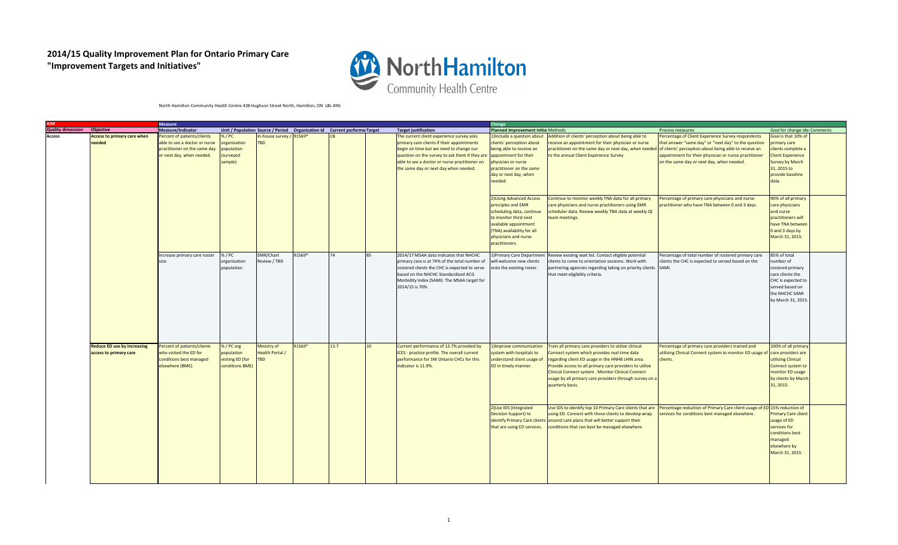# 2014/15 Quality Improvement Plan for Ontario Primary Care
# "Improvement Targets and Initiatives"

North Hamilton Community Health Centre 438 Hughson Street North, Hamilton, ON L8L 4N5

| AIM | | Measure | | | | | | | Change | | | | |
|---|---|---|---|---|---|---|---|---|---|---|---|---|---|
| Quality dimension | Objective | Measure/Indicator | Unit / Population | Source / Period | Organization Id | Current performance | Target | Target justification | Planned improvement initiatives | Methods | Process measures | Goal for change ideas | Comments |
| Access | Access to primary care when needed | Percent of patients/clients able to see a doctor or nurse practitioner on the same day or next day, when needed. | % / PC organization population (surveyed sample) | In-house survey / TBD | 91569* | CB | | The current client experience survey asks primary care clients if their appointments begin on time but we need to change our question on the survey to ask them if they are able to see a doctor or nurse practitioner on the same day or next day when needed. | 1)Include a question about clients' perception about being able to receive an appointment for their physician or nurse practitioner on the same day or next day, when needed. | Addition of clients' perception about being able to receive an appointment for their physician or nurse practitioner on the same day or next day, when needed to the annual Client Experience Survey | Percentage of Client Experience Survey respondents that answer "same day" or "next day" to the question of clients' perception about being able to receive an appointment for their physician or nurse practitioner on the same day or next day, when needed. | Goal is that 10% of primary care clients complete a Client Experience Survey by March 31, 2015 to provide baseline data. | |
| | | | | | | | | | 2)Using Advanced Access principles and EMR scheduling data, continue to monitor third next available appointment (TNA) availability for all physicians and nurse practitioners. | Continue to monitor weekly TNA data for all primary care physicians and nurse practitioners using EMR scheduler data. Review weekly TNA data at weekly QI team meetings. | Percentage of primary care physicians and nurse practitioner who have TNA between 0 and 3 days. | 90% of all primary care physicians and nurse practitioners will have TNA between 0 and 3 days by March 31, 2015. | |
| | | Increase primary care roster size | % / PC organization population | EMR/Chart Review / TBD | 91569* | 74 | 85 | 2014/17 MSAA data indicates that NHCHC primary care is at 74% of the total number of rostered clients the CHC is expected to serve based on the NHCHC Standardized ACG Morbidity Index (SAMI). The MSAA target for 2014/15 is 70%. | 1)Primary Care Department will welcome new clients onto the existing roster. | Review existing wait list. Contact eligible potential clients to come to orientation sessions. Work with partnering agencies regarding taking on priority clients that meet eligibility criteria. | Percentage of total number of rostered primary care clients the CHC is expected to served based on the SAMI. | 85% of total number of rostered primary care clients the CHC is expected to served based on the NHCHC SAMI by March 31, 2015. | |
| | Reduce ED use by increasing access to primary care | Percent of patients/clients who visited the ED for conditions best managed elsewhere (BME). | % / PC org population visiting ED (for conditions BME) | Ministry of Health Portal / TBD | 91569* | 13.7 | 10 | Current performance of 13.7% provided by ICES - practice profile. The overall current performance for SW Ontario CHCs for this indicator is 11.9%. | 1)Improve communication system with hospitals to understand client usage of ED in timely manner. | Train all primary care providers to utilize clinical Connect system which provides real-time data regarding client ED usage in the HNHB LHIN area. Provide access to all primary care providers to utilize Clinical Connect system . Monitor Clinical Connect usage by all primary care providers through survey on a quarterly basis. | Percentage of primary care providers trained and utilizing Clinical Connect system to monitor ED usage of clients. | 100% of all primary care providers are utilizing Clinical Connect system to monitor ED usage by clients by March 31, 2015. | |
| | | | | | | | | | 2)Use IDS (Integrated Decision Support) to identify Primary Care clients that are using ED services. | Use IDS to identify top 10 Primary Care clients that are using ED. Connect with those clients to develop wrap around care plans that will better support their conditions that can best be managed elsewhere. | Percentage reduction of Primary Care client usage of ED services for conditions best managed elsewhere. | 15% reduction of Primary Care client usage of ED services for conditions best managed elsewhere by March 31, 2015. | |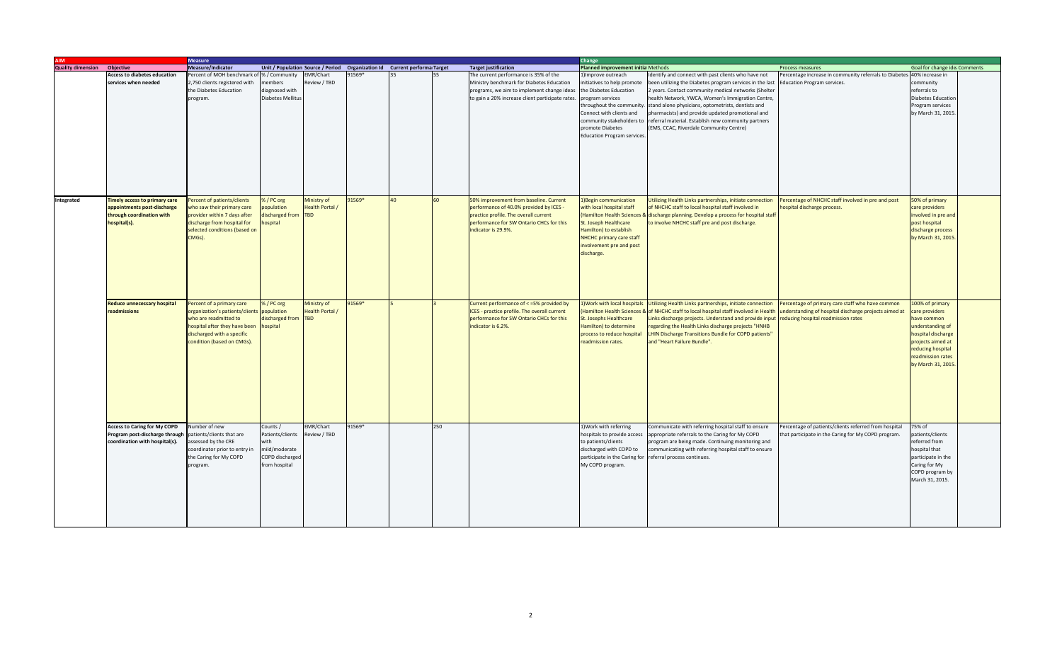| AIM | | Measure | | | | | | | Change | | | | |
|---|---|---|---|---|---|---|---|---|---|---|---|---|---|
| Quality dimension | Objective | Measure/Indicator | Unit / Population | Source / Period | Organization Id | Current performance | Target | Target justification | Planned improvement initiatives | Methods | Process measures | Goal for change ideas | Comments |
| | **Access to diabetes education services when needed** | Percent of MOH benchmark of 2,750 clients registered with the Diabetes Education program. | % / Community members diagnosed with Diabetes Mellitus | EMR/Chart Review / TBD | 91569* | 35 | 55 | The current performance is 35% of the Ministry benchmark for Diabetes Education programs, we aim to implement change ideas to gain a 20% increase client participate rates. | 1)Improve outreach initiatives to help promote the Diabetes Education program services throughout the community. Connect with clients and community stakeholders to promote Diabetes Education Program services. | Identify and connect with past clients who have not been utilizing the Diabetes program services in the last 2 years. Contact community medical networks (Shelter health Network, YWCA, Women's Immigration Centre, stand alone physicians, optometrists, dentists and pharmacists) and provide updated promotional and referral material. Establish new community partners (EMS, CCAC, Riverdale Community Centre) | Percentage increase in community referrals to Diabetes Education Program services. | 40% increase in community referrals to Diabetes Education Program services by March 31, 2015. | |
| Integrated | **Timely access to primary care appointments post-discharge through coordination with hospital(s).** | Percent of patients/clients who saw their primary care provider within 7 days after discharge from hospital for selected conditions (based on CMGs). | % / PC org population discharged from hospital | Ministry of Health Portal / TBD | 91569* | 40 | 60 | 50% improvement from baseline. Current performance of 40.0% provided by ICES - practice profile. The overall current performance for SW Ontario CHCs for this indicator is 29.9%. | 1)Begin communication with local hospital staff (Hamilton Health Sciences & St. Joseph Healthcare Hamilton) to establish NHCHC primary care staff involvement pre and post discharge. | Utilizing Health Links partnerships, initiate connection of NHCHC staff to local hospital staff involved in discharge planning. Develop a process for hospital staff to involve NHCHC staff pre and post discharge. | Percentage of NHCHC staff involved in pre and post hospital discharge process. | 50% of primary care providers involved in pre and post hospital discharge process by March 31, 2015. | |
| | **Reduce unnecessary hospital readmissions** | Percent of a primary care organization's patients/clients who are readmitted to hospital after they have been discharged with a specific condition (based on CMGs). | % / PC org population discharged from hospital | Ministry of Health Portal / TBD | 91569* | 5 | 3 | Current performance of < =5% provided by ICES - practice profile. The overall current performance for SW Ontario CHCs for this indicator is 6.2%. | 1)Work with local hospitals (Hamilton Health Sciences & St. Josephs Healthcare Hamilton) to determine process to reduce hospital readmission rates. | Utilizing Health Links partnerships, initiate connection of NHCHC staff to local hospital staff involved in Health Links discharge projects. Understand and provide input regarding the Health Links discharge projects "HNHB LHIN Discharge Transitions Bundle for COPD patients" and "Heart Failure Bundle". | Percentage of primary care staff who have common understanding of hospital discharge projects aimed at reducing hospital readmission rates | 100% of primary care providers have common understanding of hospital discharge projects aimed at reducing hospital readmission rates by March 31, 2015. | |
| | **Access to Caring for My COPD Program post-discharge through coordination with hospital(s).** | Number of new patients/clients that are assessed by the CRE coordinator prior to entry in the Caring for My COPD program. | Counts / Patients/clients with mild/moderate COPD discharged from hospital | EMR/Chart Review / TBD | 91569* | | 250 | | 1)Work with referring hospitals to provide access to patients/clients discharged with COPD to participate in the Caring for My COPD program. | Communicate with referring hospital staff to ensure appropriate referrals to the Caring for My COPD program are being made. Continuing monitoring and communicating with referring hospital staff to ensure referral process continues. | Percentage of patients/clients referred from hospital that participate in the Caring for My COPD program. | 75% of patients/clients referred from hospital that participate in the Caring for My COPD program by March 31, 2015. | |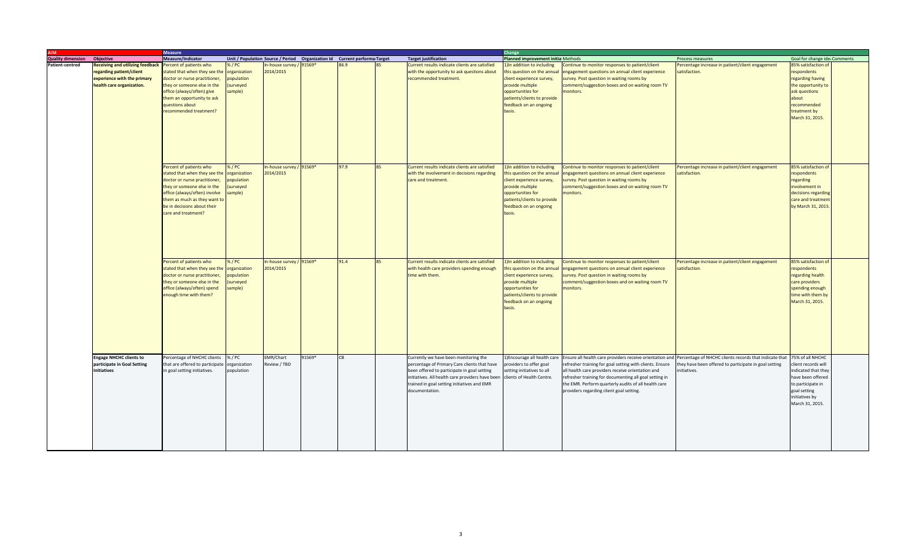| AIM | | Measure | | | | | | | Change | | | | |
|---|---|---|---|---|---|---|---|---|---|---|---|---|---|
| Quality dimension | Objective | Measure/Indicator | Unit / Population | Source / Period | Organization Id | Current performance | Target | Target justification | Planned improvement initiatives | Methods | Process measures | Goal for change ideas | Comments |
| Patient-centred | Receiving and utilizing feedback regarding patient/client experience with the primary health care organization. | Percent of patients who stated that when they see the doctor or nurse practitioner, they or someone else in the office (always/often) give them an opportunity to ask questions about recommended treatment? | % / PC organization population (surveyed sample) | In-house survey / 2014/2015 | 91569* | 86.9 | 85 | Current results indicate clients are satisfied with the opportunity to ask questions about recommended treatment. | 1)In addition to including this question on the annual client experience survey, provide multiple opportunities for patients/clients to provide feedback on an ongoing basis. | Continue to monitor responses to patient/client engagement questions on annual client experience survey. Post question in waiting rooms by comment/suggestion boxes and on waiting room TV monitors. | Percentage increase in patient/client engagement satisfaction. | 85% satisfaction of respondents regarding having the opportunity to ask questions about recommended treatment by March 31, 2015. | |
| | | Percent of patients who stated that when they see the doctor or nurse practitioner, they or someone else in the office (always/often) involve them as much as they want to be in decisions about their care and treatment? | % / PC organization population (surveyed sample) | In-house survey / 2014/2015 | 91569* | 97.9 | 85 | Current results indicate clients are satisfied with the involvement in decisions regarding care and treatment. | 1)In addition to including this question on the annual client experience survey, provide multiple opportunities for patients/clients to provide feedback on an ongoing basis. | Continue to monitor responses to patient/client engagement questions on annual client experience survey. Post question in waiting rooms by comment/suggestion boxes and on waiting room TV monitors. | Percentage increase in patient/client engagement satisfaction. | 85% satisfaction of respondents regarding involvement in decisions regarding care and treatment by March 31, 2015. | |
| | | Percent of patients who stated that when they see the doctor or nurse practitioner, they or someone else in the office (always/often) spend enough time with them? | % / PC organization population (surveyed sample) | In-house survey / 2014/2015 | 91569* | 91.4 | 85 | Current results indicate clients are satisfied with health care providers spending enough time with them. | 1)In addition to including this question on the annual client experience survey, provide multiple opportunities for patients/clients to provide feedback on an ongoing basis. | Continue to monitor responses to patient/client engagement questions on annual client experience survey. Post question in waiting rooms by comment/suggestion boxes and on waiting room TV monitors. | Percentage increase in patient/client engagement satisfaction. | 85% satisfaction of respondents regarding health care providers spending enough time with them by March 31, 2015. | |
| | Engage NHCHC clients to participate in Goal Setting Initiatives | Percentage of NHCHC clients that are offered to participate in goal setting initiatives. | % / PC organization population | EMR/Chart Review / TBD | 91569* | CB | | Currently we have been monitoring the percentage of Primary Care clients that have been offered to participate in goal setting initiatives. All health care providers have been trained in goal setting initiatives and EMR documentation. | 1)Encourage all health care providers to offer goal setting initiatives to all clients of Health Centre. | Ensure all health care providers receive orientation and refresher training for goal setting with clients. Ensure all health care providers receive orientation and refresher training for documenting all goal setting in the EMR. Perform quarterly audits of all health care providers regarding client goal setting. | Percentage of NHCHC clients records that indicate that they have been offered to participate in goal setting initiatives. | 75% of all NHCHC client records will indicated that they have been offered to participate in goal setting initiatives by March 31, 2015. | |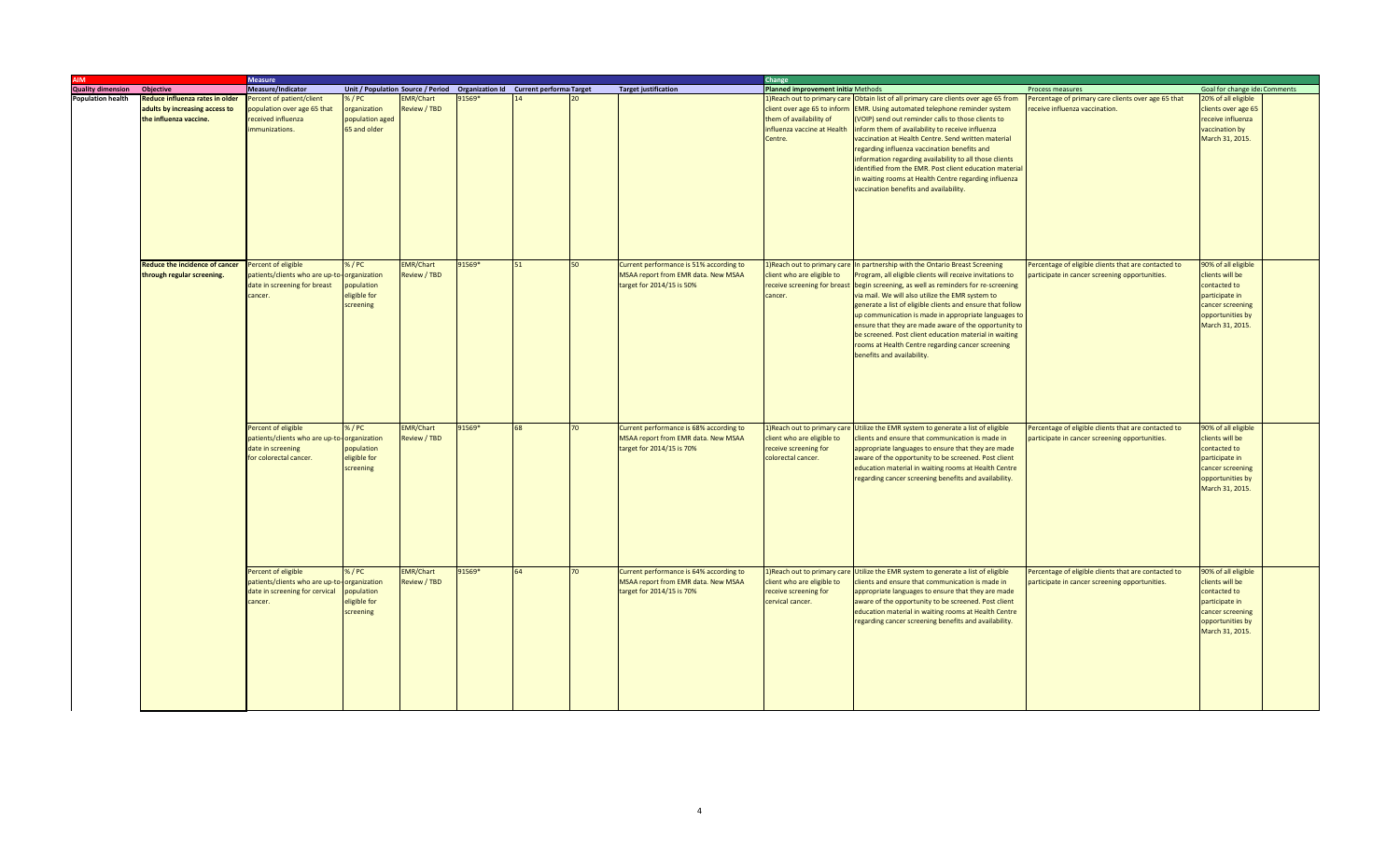| AIM | | Measure | | | | | | | Change | | | | |
|---|---|---|---|---|---|---|---|---|---|---|---|---|---|
| Quality dimension | Objective | Measure/Indicator | Unit / Population | Source / Period | Organization Id | Current performance | Target | Target justification | Planned improvement initiatives | Methods | Process measures | Goal for change ideas | Comments |
| Population health | Reduce influenza rates in older adults by increasing access to the influenza vaccine. | Percent of patient/client population over age 65 that received influenza immunizations. | % / PC organization population aged 65 and older | EMR/Chart Review / TBD | 91569* | 14 | 20 | | 1)Reach out to primary care client over age 65 to inform them of availability of influenza vaccine at Health Centre. | Obtain list of all primary care clients over age 65 from EMR. Using automated telephone reminder system (VOIP) send out reminder calls to those clients to inform them of availability to receive influenza vaccination at Health Centre. Send written material regarding influenza vaccination benefits and information regarding availability to all those clients identified from the EMR. Post client education material in waiting rooms at Health Centre regarding influenza vaccination benefits and availability. | Percentage of primary care clients over age 65 that receive influenza vaccination. | 20% of all eligible clients over age 65 receive influenza vaccination by March 31, 2015. | |
| | Reduce the incidence of cancer through regular screening. | Percent of eligible patients/clients who are up-to-date in screening for breast cancer. | % / PC organization population eligible for screening | EMR/Chart Review / TBD | 91569* | 51 | 50 | Current performance is 51% according to MSAA report from EMR data. New MSAA target for 2014/15 is 50% | 1)Reach out to primary care client who are eligible to receive screening for breast cancer. | In partnership with the Ontario Breast Screening Program, all eligible clients will receive invitations to begin screening, as well as reminders for re-screening via mail. We will also utilize the EMR system to generate a list of eligible clients and ensure that follow up communication is made in appropriate languages to ensure that they are made aware of the opportunity to be screened. Post client education material in waiting rooms at Health Centre regarding cancer screening benefits and availability. | Percentage of eligible clients that are contacted to participate in cancer screening opportunities. | 90% of all eligible clients will be contacted to participate in cancer screening opportunities by March 31, 2015. | |
| | | Percent of eligible patients/clients who are up-to-date in screening for colorectal cancer. | % / PC organization population eligible for screening | EMR/Chart Review / TBD | 91569* | 68 | 70 | Current performance is 68% according to MSAA report from EMR data. New MSAA target for 2014/15 is 70% | 1)Reach out to primary care client who are eligible to receive screening for colorectal cancer. | Utilize the EMR system to generate a list of eligible clients and ensure that communication is made in appropriate languages to ensure that they are made aware of the opportunity to be screened. Post client education material in waiting rooms at Health Centre regarding cancer screening benefits and availability. | Percentage of eligible clients that are contacted to participate in cancer screening opportunities. | 90% of all eligible clients will be contacted to participate in cancer screening opportunities by March 31, 2015. | |
| | | Percent of eligible patients/clients who are up-to-date in screening for cervical cancer. | % / PC organization population eligible for screening | EMR/Chart Review / TBD | 91569* | 64 | 70 | Current performance is 64% according to MSAA report from EMR data. New MSAA target for 2014/15 is 70% | 1)Reach out to primary care client who are eligible to receive screening for cervical cancer. | Utilize the EMR system to generate a list of eligible clients and ensure that communication is made in appropriate languages to ensure that they are made aware of the opportunity to be screened. Post client education material in waiting rooms at Health Centre regarding cancer screening benefits and availability. | Percentage of eligible clients that are contacted to participate in cancer screening opportunities. | 90% of all eligible clients will be contacted to participate in cancer screening opportunities by March 31, 2015. | |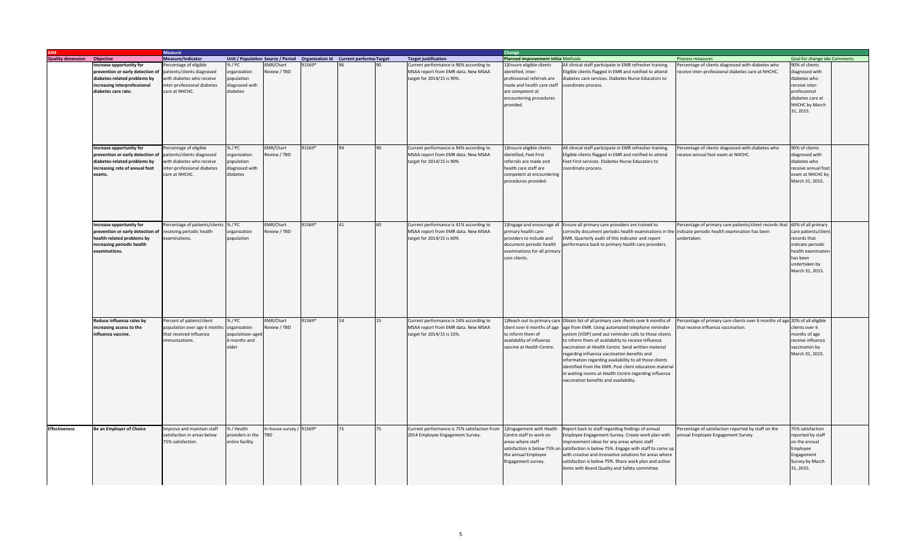| AIM | | Measure | | | | | | | | Change | | | | |
|---|---|---|---|---|---|---|---|---|---|---|---|---|---|---|
| Quality dimension | Objective | Measure/Indicator | Unit / Population | Source / Period | Organization Id | Current performance | Target | Target justification | Planned improvement initiatives | Methods | Process measures | Goal for change ideas | Comments |
| | Increase opportunity for prevention or early detection of diabetes-related problems by increasing interprofessional diabetes care rate. | Percentage of eligible patients/clients diagnosed with diabetes who receive inter-professional diabetes care at NHCHC. | % / PC organization population diagnosed with diabetes | EMR/Chart Review / TBD | 91569* | 96 | 90 | Current performance is 96% according to MSAA report from EMR data. New MSAA target for 2014/15 is 90%. | 1)Ensure eligible clients identified, inter-professional referrals are made and health care staff are competent at encountering procedures provided. | All clinical staff participate in EMR refresher training. Eligible clients flagged in EMR and notified to attend diabetes care services. Diabetes Nurse Educators to coordinate process. | Percentage of clients diagnosed with diabetes who receive inter-professional diabetes care at NHCHC. | 90% of clients diagnosed with diabetes who receive inter-professional diabetes care at NHCHC by March 31, 2015. | |
| | Increase opportunity for prevention or early detection of diabetes-related problems by increasing rate of annual foot exams. | Percentage of eligible patients/clients diagnosed with diabetes who receive inter-professional diabetes care at NHCHC. | % / PC organization population diagnosed with diabetes | EMR/Chart Review / TBD | 91569* | 94 | 90 | Current performance is 94% according to MSAA report from EMR data. New MSAA target for 2014/15 is 90% | 1)Ensure eligible clients identified, Feet First referrals are made and health care staff are competent at encountering procedures provided. | All clinical staff participate in EMR refresher training. Eligible clients flagged in EMR and notified to attend Feet First services. Diabetes Nurse Educators to coordinate process. | Percentage of clients diagnosed with diabetes who receive annual foot exam at NHCHC. | 90% of clients diagnosed with diabetes who receive annual foot exam at NHCHC by March 31, 2015. | |
| | Increase opportunity for prevention or early detection of health-related problems by increasing periodic health examinations. | Percentage of patients/clients receiving periodic health examinations. | % / PC organization population | EMR/Chart Review / TBD | 91569* | 41 | 60 | Current performance is 41% according to MSAA report from EMR data. New MSAA target for 2014/15 is 60% | 1)Engage and encourage all primary health care providers to include and document periodic health examinations for all primary care clients. | Ensure all primary care providers are trained to correctly document periodic health examinations in the EMR. Quarterly audit of this indicator and report performance back to primary health care providers. | Percentage of primary care patients/client records that indicate periodic health examination has been undertaken. | 60% of all primary care patients/client records that indicate periodic health examination has been undertaken by March 31, 2015. | |
| | Reduce influenza rates by increasing access to the influenza vaccine. | Percent of patient/client population over age 6 months that received influenza immunizations. | % / PC organization populatioon aged 6 months and older | EMR/Chart Review / TBD | 91569* | 14 | 15 | Current performance is 14% according to MSAA report from EMR data. New MSAA target for 2014/15 is 15%. | 1)Reach out to primary care client over 6 months of age to inform them of availability of influenza vaccine at Health Centre. | Obtain list of all primary care clients over 6 months of age from EMR. Using automated telephone reminder system (VOIP) send out reminder calls to those clients to inform them of availability to receive influenza vaccination at Health Centre. Send written material regarding influenza vaccination benefits and information regarding availability to all those clients identified from the EMR. Post client education material in waiting rooms at Health Centre regarding influenza vaccination benefits and availability. | Percentage of primary care clients over 6 months of age that receive influenza vaccination. | 20% of all eligible clients over 6 months of age receive influenza vaccination by March 31, 2015. | |
| Effectiveness | Be an Employer of Choice | Improve and maintain staff satisfaction in areas below 75% satisfaction. | % / Health providers in the entire facility | In-house survey / TBD | 91569* | 75 | 75 | Current performance is 75% satisfaction from 2014 Employee Engagement Survey. | 1)Engagement with Health Centre staff to work on areas where staff satisfaction is below 75% on the annual Employee Engagement survey. | Report back to staff regarding findings of annual Employee Engagement Survey. Create work plan with improvement ideas for any areas where staff satisfaction is below 75%. Engage with staff to come up with creative and innovative solutions for areas where satisfaction is below 75%. Share work plan and action items with Board Quality and Safety committee. | Percentage of satisfaction reported by staff on the annual Employee Engagement Survey. | 75% satisfaction reported by staff on the annual Employee Engagement Survey by March 31, 2015. | |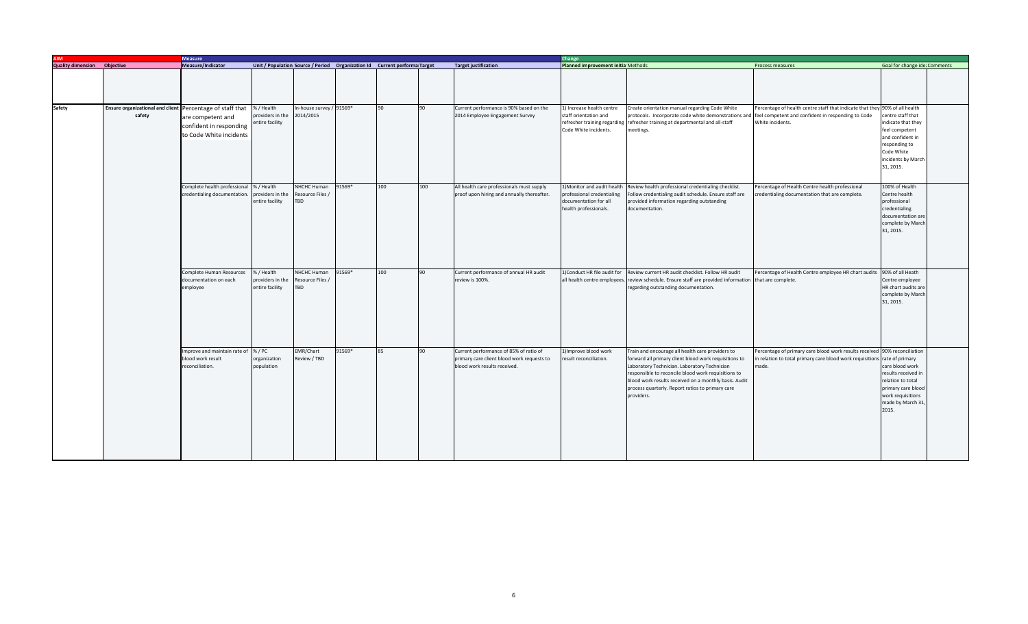| AIM | | Measure | | | | | | | Change | | | | |
|---|---|---|---|---|---|---|---|---|---|---|---|---|---|
| Quality dimension | Objective | Measure/Indicator | Unit / Population | Source / Period | Organization Id | Current performance | Target | Target justification | Planned improvement initiatives | Methods | Process measures | Goal for change ideas | Comments |
| | | | | | | | | | | | | | |
| Safety | Ensure organizational and client safety | Percentage of staff that are competent and confident in responding to Code White incidents | % / Health providers in the entire facility | In-house survey / 2014/2015 | 91569* | 90 | 90 | Current performance is 90% based on the 2014 Employee Engagement Survey | 1) Increase health centre staff orientation and refresher training regarding Code White incidents. | Create orientation manual regarding Code White protocols. Incorporate code white demonstrations and refresher training at departmental and all-staff meetings. | Percentage of health centre staff that indicate that they feel competent and confident in responding to Code White incidents. | 90% of all health centre staff that indicate that they feel competent and confident in responding to Code White incidents by March 31, 2015. | |
| | | Complete health professional credentialing documentation. | % / Health providers in the entire facility | NHCHC Human Resource Files / TBD | 91569* | 100 | 100 | All health care professionals must supply proof upon hiring and annually thereafter. | 1)Monitor and audit health professional credentialing documentation for all health professionals. | Review health professional credentialing checklist. Follow credentialing audit schedule. Ensure staff are provided information regarding outstanding documentation. | Percentage of Health Centre health professional credentialing documentation that are complete. | 100% of Health Centre health professional credentialing documentation are complete by March 31, 2015. | |
| | | Complete Human Resources documentation on each employee | % / Health providers in the entire facility | NHCHC Human Resource Files / TBD | 91569* | 100 | 90 | Current performance of annual HR audit review is 100%. | 1)Conduct HR file audit for all health centre employees. | Review current HR audit checklist. Follow HR audit review schedule. Ensure staff are provided information regarding outstanding documentation. | Percentage of Health Centre employee HR chart audits that are complete. | 90% of all Heath Centre employee HR chart audits are complete by March 31, 2015. | |
| | | Improve and maintain rate of blood work result reconciliation. | % / PC organization population | EMR/Chart Review / TBD | 91569* | 85 | 90 | Current performance of 85% of ratio of primary care client blood work requests to blood work results received. | 1)Improve blood work result reconciliation. | Train and encourage all health care providers to forward all primary client blood work requisitions to Laboratory Technician. Laboratory Technician responsible to reconcile blood work requisitions to blood work results received on a monthly basis. Audit process quarterly. Report ratios to primary care providers. | Percentage of primary care blood work results received in relation to total primary care blood work requisitions made. | 90% reconciliation rate of primary care blood work results received in relation to total primary care blood work requisitions made by March 31, 2015. | |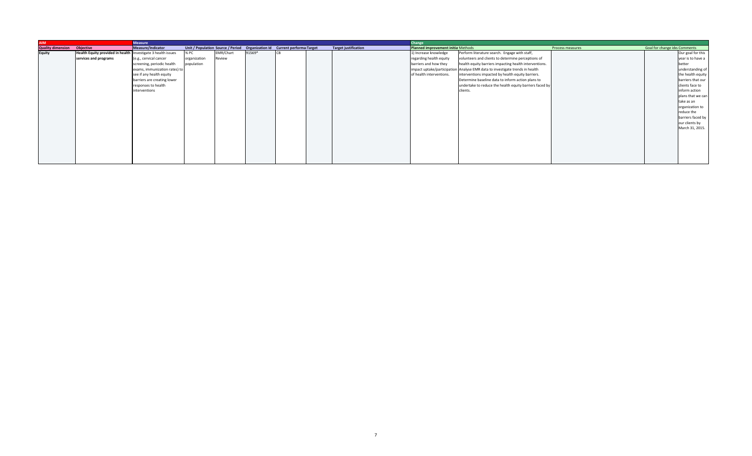| AIM | | Measure | | | | | | | Change | | | | |
|---|---|---|---|---|---|---|---|---|---|---|---|---|---|
| Quality dimension | Objective | Measure/Indicator | Unit / Population | Source / Period | Organization Id | Current performa | Target | Target justification | Planned improvement initia | Methods | Process measures | Goal for change ide | Comments |
| Equity | Health Equity provided in health services and programs | Investigate 3 health issues (e.g., cervical cancer screening, periodic health exams, immunization rates) to see if any health equity barriers are creating lower responses to health interventions | % PC organization population | EMR/Chart Review | 91569* | CB | | | 1) Increase knowledge regarding health equity barriers and how they impact uptake/participation of health interventions. | Perform literature search. Engage with staff, volunteers and clients to determine perceptions of health equity barriers impacting health interventions. Analyse EMR data to investigate trends in health interventions impacted by health equity barriers. Determine baseline data to inform action plans to undertake to reduce the health equity barriers faced by clients. | | | Our goal for this year is to have a better understanding of the health equity barriers that our clients face to inform action plans that we can take as an organization to reduce the barriers faced by our clients by March 31, 2015. |